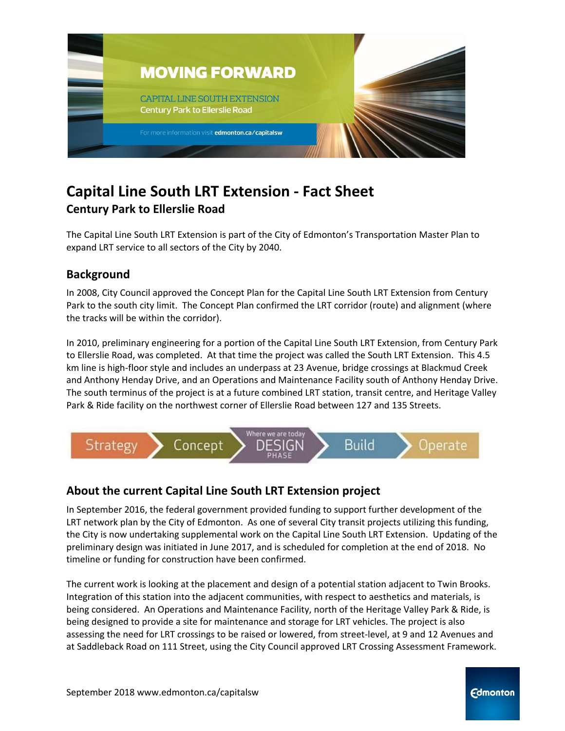MOVING FORWARD

CAPITAL LINE SOUTH EXTENSION
Century Park to Ellerslie Road

For more information visit **edmonton.ca/capitalsw**

# Capital Line South LRT Extension - Fact Sheet

### Century Park to Ellerslie Road

The Capital Line South LRT Extension is part of the City of Edmonton's Transportation Master Plan to expand LRT service to all sectors of the City by 2040.

## Background

In 2008, City Council approved the Concept Plan for the Capital Line South LRT Extension from Century Park to the south city limit. The Concept Plan confirmed the LRT corridor (route) and alignment (where the tracks will be within the corridor).

In 2010, preliminary engineering for a portion of the Capital Line South LRT Extension, from Century Park to Ellerslie Road, was completed. At that time the project was called the South LRT Extension. This 4.5 km line is high-floor style and includes an underpass at 23 Avenue, bridge crossings at Blackmud Creek and Anthony Henday Drive, and an Operations and Maintenance Facility south of Anthony Henday Drive. The south terminus of the project is at a future combined LRT station, transit centre, and Heritage Valley Park & Ride facility on the northwest corner of Ellerslie Road between 127 and 135 Streets.

Strategy → Concept → DESIGN PHASE (Where we are today) → Build → Operate

## About the current Capital Line South LRT Extension project

In September 2016, the federal government provided funding to support further development of the LRT network plan by the City of Edmonton. As one of several City transit projects utilizing this funding, the City is now undertaking supplemental work on the Capital Line South LRT Extension. Updating of the preliminary design was initiated in June 2017, and is scheduled for completion at the end of 2018. No timeline or funding for construction have been confirmed.

The current work is looking at the placement and design of a potential station adjacent to Twin Brooks. Integration of this station into the adjacent communities, with respect to aesthetics and materials, is being considered. An Operations and Maintenance Facility, north of the Heritage Valley Park & Ride, is being designed to provide a site for maintenance and storage for LRT vehicles. The project is also assessing the need for LRT crossings to be raised or lowered, from street-level, at 9 and 12 Avenues and at Saddleback Road on 111 Street, using the City Council approved LRT Crossing Assessment Framework.

September 2018 www.edmonton.ca/capitalsw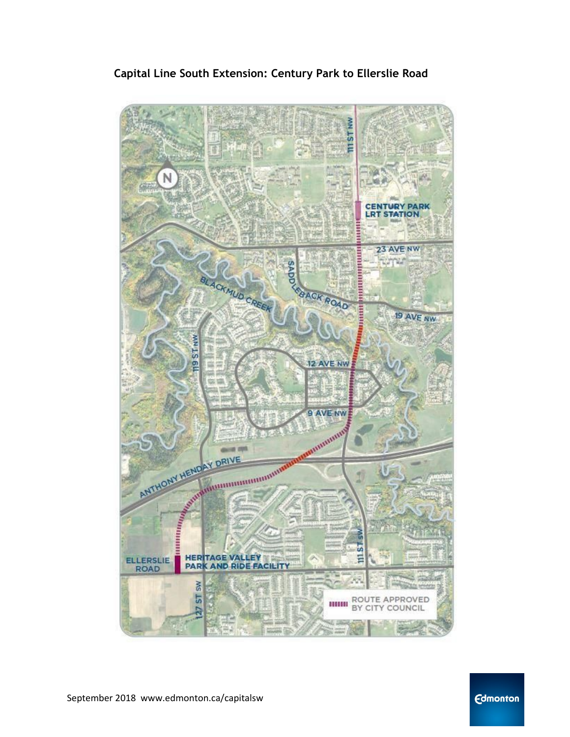**Capital Line South Extension: Century Park to Ellerslie Road**

111 ST NW

CENTURY PARK LRT STATION

23 AVE NW

SADDLEBACK ROAD

BLACKMUD CREEK

19 AVE NW

119 ST NW

12 AVE NW

9 AVE NW

ANTHONY HENDAY DRIVE

111 ST SW

ELLERSLIE ROAD

HERITAGE VALLEY PARK AND RIDE FACILITY

127 ST SW

ROUTE APPROVED BY CITY COUNCIL

September 2018 www.edmonton.ca/capitalsw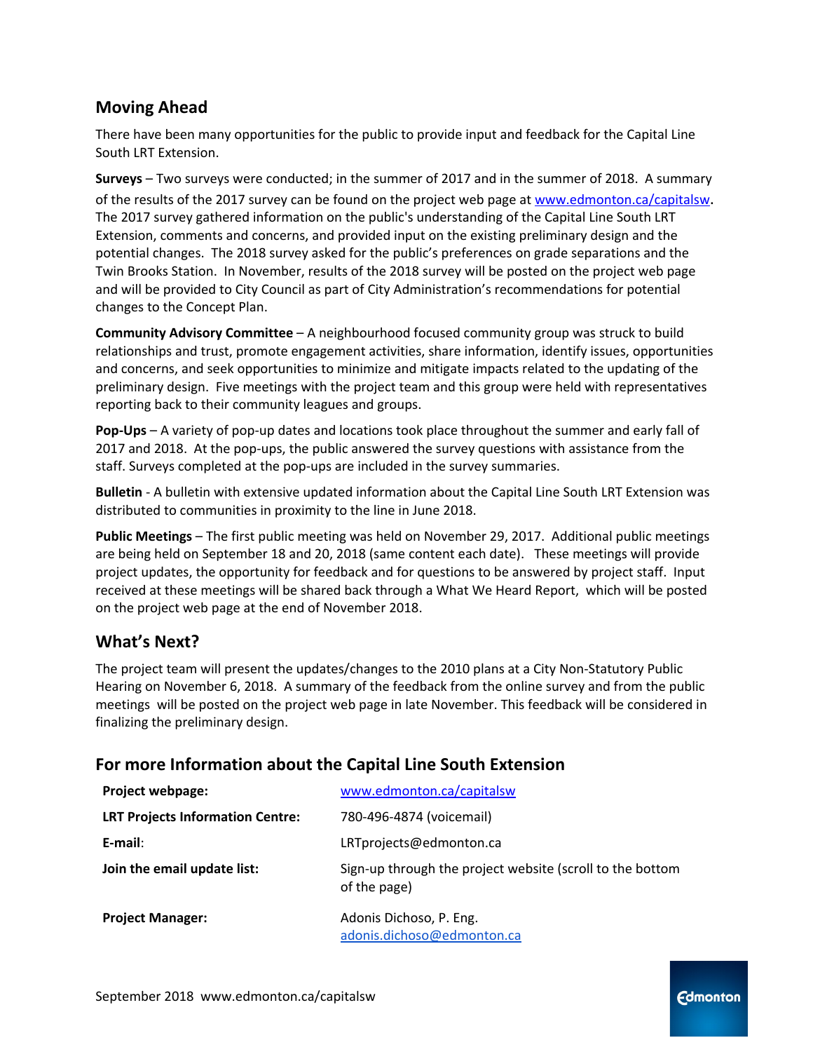## Moving Ahead

There have been many opportunities for the public to provide input and feedback for the Capital Line South LRT Extension.

**Surveys** – Two surveys were conducted; in the summer of 2017 and in the summer of 2018. A summary of the results of the 2017 survey can be found on the project web page at www.edmonton.ca/capitalsw. The 2017 survey gathered information on the public's understanding of the Capital Line South LRT Extension, comments and concerns, and provided input on the existing preliminary design and the potential changes. The 2018 survey asked for the public's preferences on grade separations and the Twin Brooks Station. In November, results of the 2018 survey will be posted on the project web page and will be provided to City Council as part of City Administration's recommendations for potential changes to the Concept Plan.

**Community Advisory Committee** – A neighbourhood focused community group was struck to build relationships and trust, promote engagement activities, share information, identify issues, opportunities and concerns, and seek opportunities to minimize and mitigate impacts related to the updating of the preliminary design. Five meetings with the project team and this group were held with representatives reporting back to their community leagues and groups.

**Pop-Ups** – A variety of pop-up dates and locations took place throughout the summer and early fall of 2017 and 2018. At the pop-ups, the public answered the survey questions with assistance from the staff. Surveys completed at the pop-ups are included in the survey summaries.

**Bulletin** - A bulletin with extensive updated information about the Capital Line South LRT Extension was distributed to communities in proximity to the line in June 2018.

**Public Meetings** – The first public meeting was held on November 29, 2017. Additional public meetings are being held on September 18 and 20, 2018 (same content each date). These meetings will provide project updates, the opportunity for feedback and for questions to be answered by project staff. Input received at these meetings will be shared back through a What We Heard Report, which will be posted on the project web page at the end of November 2018.

## What's Next?

The project team will present the updates/changes to the 2010 plans at a City Non-Statutory Public Hearing on November 6, 2018. A summary of the feedback from the online survey and from the public meetings will be posted on the project web page in late November. This feedback will be considered in finalizing the preliminary design.

## For more Information about the Capital Line South Extension

| | |
|---|---|
| **Project webpage:** | www.edmonton.ca/capitalsw |
| **LRT Projects Information Centre:** | 780-496-4874 (voicemail) |
| **E-mail:** | LRTprojects@edmonton.ca |
| **Join the email update list:** | Sign-up through the project website (scroll to the bottom of the page) |
| **Project Manager:** | Adonis Dichoso, P. Eng. adonis.dichoso@edmonton.ca |

September 2018 www.edmonton.ca/capitalsw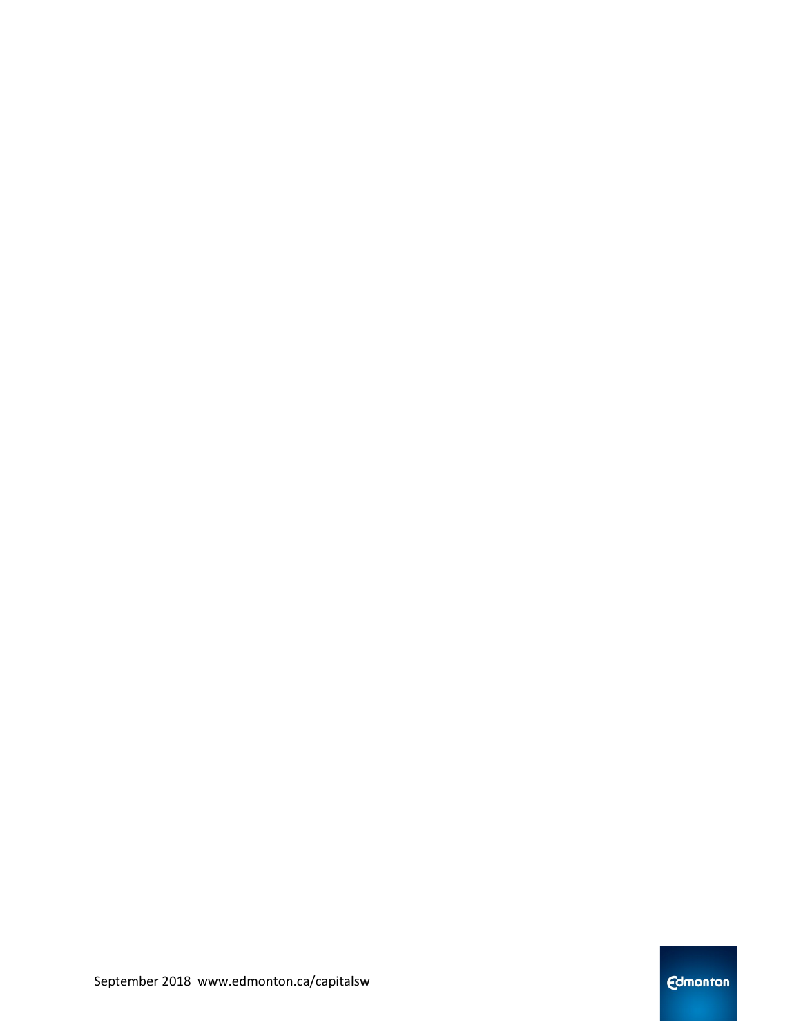September 2018 www.edmonton.ca/capitalsw

Edmonton